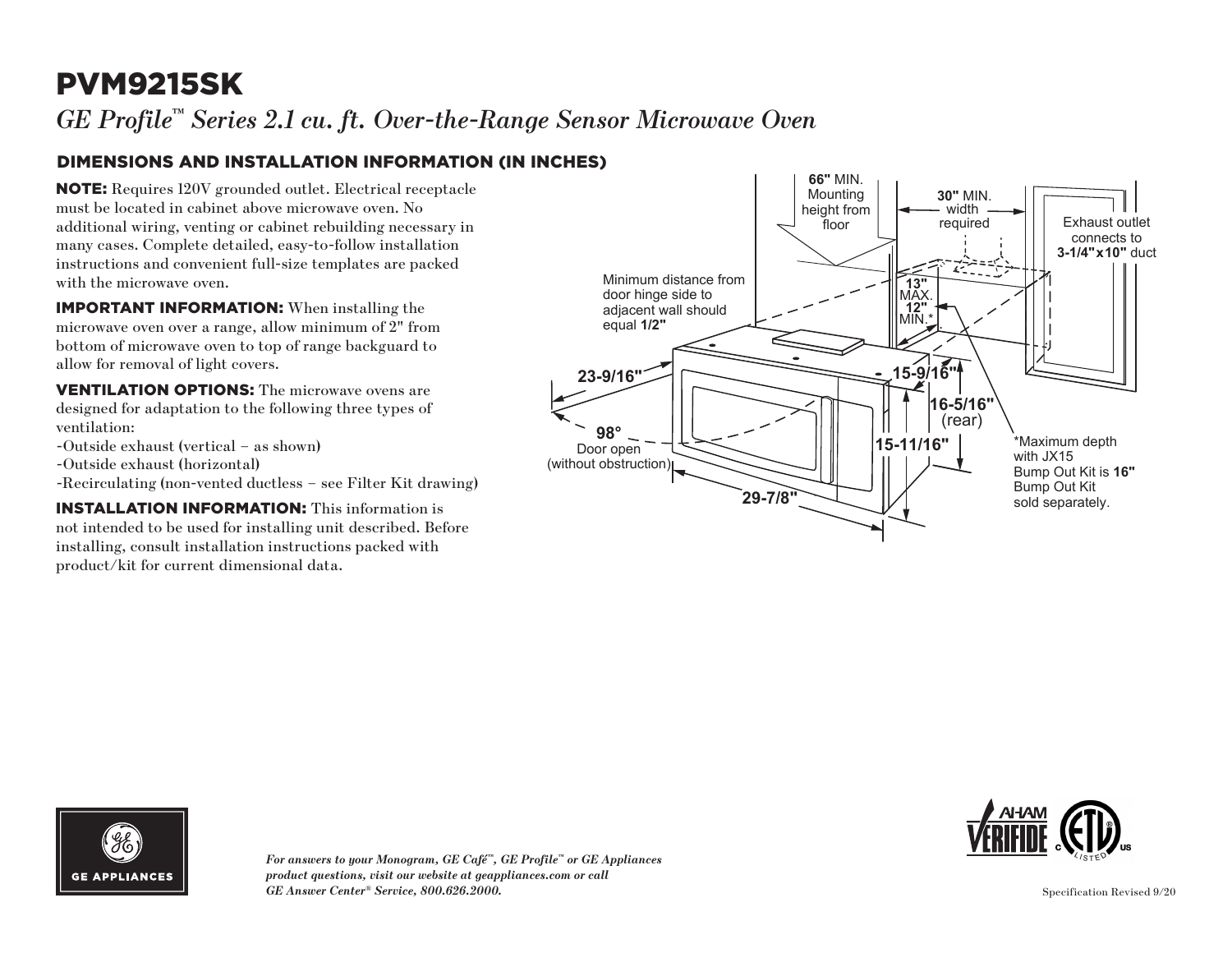# PVM9215SK

*GE Profile™ Series 2.1 cu. ft. Over-the-Range Sensor Microwave Oven*

## DIMENSIONS AND INSTALLATION INFORMATION (IN INCHES)

**NOTE:** Requires 120V grounded outlet. Electrical receptacle must be located in cabinet above microwave oven. No additional wiring, venting or cabinet rebuilding necessary in many cases. Complete detailed, easy-to-follow installation instructions and convenient full-size templates are packed with the microwave oven.

**IMPORTANT INFORMATION:** When installing the microwave oven over a range, allow minimum of 2" from bottom of microwave oven to top of range backguard to allow for removal of light covers.

**VENTILATION OPTIONS:** The microwave ovens are designed for adaptation to the following three types of ventilation:

-Outside exhaust (vertical – as shown)
-Outside exhaust (horizontal)
-Recirculating (non-vented ductless – see Filter Kit drawing)

**INSTALLATION INFORMATION:** This information is not intended to be used for installing unit described. Before installing, consult installation instructions packed with product/kit for current dimensional data.

**66"** MIN. Mounting height from floor

**30"** MIN. width required

Exhaust outlet connects to **3-1/4"x10"** duct

Minimum distance from door hinge side to adjacent wall should equal **1/2"**

**13"** MAX. **12"** MIN.*

**23-9/16"**

**15-9/16"**

**16-5/16"** (rear)

**98°** Door open (without obstruction)

**15-11/16"**

**29-7/8"**

*Maximum depth with JX15 Bump Out Kit is **16"** Bump Out Kit sold separately.

*For answers to your Monogram, GE Café™, GE Profile™ or GE Appliances product questions, visit our website at geappliances.com or call GE Answer Center® Service, 800.626.2000.*

Specification Revised 9/20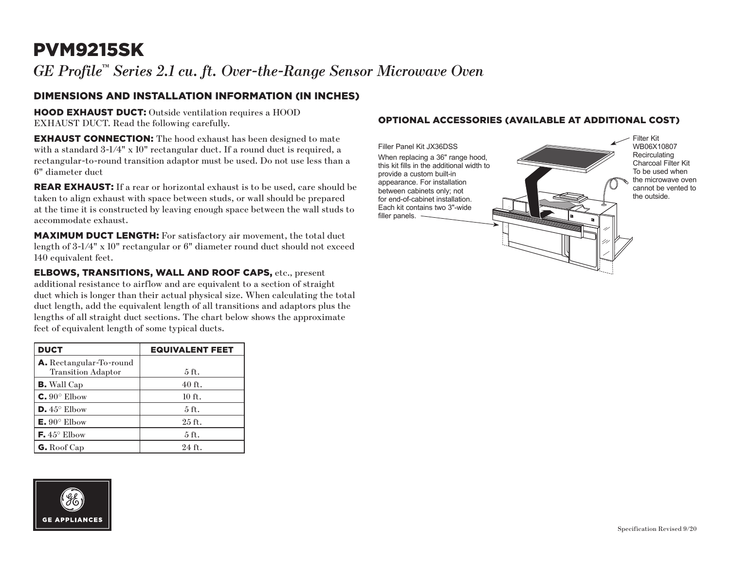# PVM9215SK

*GE Profile™ Series 2.1 cu. ft. Over-the-Range Sensor Microwave Oven*

## DIMENSIONS AND INSTALLATION INFORMATION (IN INCHES)

**HOOD EXHAUST DUCT:** Outside ventilation requires a HOOD EXHAUST DUCT. Read the following carefully.

**EXHAUST CONNECTION:** The hood exhaust has been designed to mate with a standard 3-1/4" x 10" rectangular duct. If a round duct is required, a rectangular-to-round transition adaptor must be used. Do not use less than a 6" diameter duct

**REAR EXHAUST:** If a rear or horizontal exhaust is to be used, care should be taken to align exhaust with space between studs, or wall should be prepared at the time it is constructed by leaving enough space between the wall studs to accommodate exhaust.

**MAXIMUM DUCT LENGTH:** For satisfactory air movement, the total duct length of 3-1/4" x 10" rectangular or 6" diameter round duct should not exceed 140 equivalent feet.

**ELBOWS, TRANSITIONS, WALL AND ROOF CAPS,** etc., present additional resistance to airflow and are equivalent to a section of straight duct which is longer than their actual physical size. When calculating the total duct length, add the equivalent length of all transitions and adaptors plus the lengths of all straight duct sections. The chart below shows the approximate feet of equivalent length of some typical ducts.

| DUCT | EQUIVALENT FEET |
|---|---|
| **A.** Rectangular-To-round Transition Adaptor | 5 ft. |
| **B.** Wall Cap | 40 ft. |
| **C.** 90° Elbow | 10 ft. |
| **D.** 45° Elbow | 5 ft. |
| **E.** 90° Elbow | 25 ft. |
| **F.** 45° Elbow | 5 ft. |
| **G.** Roof Cap | 24 ft. |

## OPTIONAL ACCESSORIES (AVAILABLE AT ADDITIONAL COST)

Filler Panel Kit JX36DSS

When replacing a 36" range hood, this kit fills in the additional width to provide a custom built-in appearance. For installation between cabinets only; not for end-of-cabinet installation. Each kit contains two 3"-wide filler panels.

Filter Kit WB06X10807 Recirculating Charcoal Filter Kit To be used when the microwave oven cannot be vented to the outside.

GE APPLIANCES

Specification Revised 9/20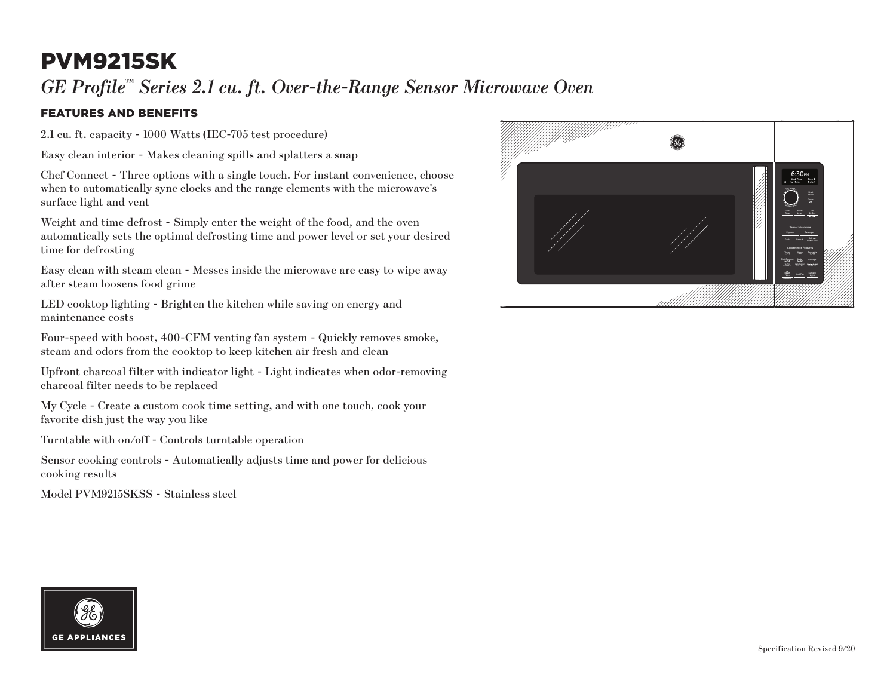# PVM9215SK

*GE Profile™ Series 2.1 cu. ft. Over-the-Range Sensor Microwave Oven*

## FEATURES AND BENEFITS

2.1 cu. ft. capacity - 1000 Watts (IEC-705 test procedure)

Easy clean interior - Makes cleaning spills and splatters a snap

Chef Connect - Three options with a single touch. For instant convenience, choose when to automatically sync clocks and the range elements with the microwave's surface light and vent

Weight and time defrost - Simply enter the weight of the food, and the oven automatically sets the optimal defrosting time and power level or set your desired time for defrosting

Easy clean with steam clean - Messes inside the microwave are easy to wipe away after steam loosens food grime

LED cooktop lighting - Brighten the kitchen while saving on energy and maintenance costs

Four-speed with boost, 400-CFM venting fan system - Quickly removes smoke, steam and odors from the cooktop to keep kitchen air fresh and clean

Upfront charcoal filter with indicator light - Light indicates when odor-removing charcoal filter needs to be replaced

My Cycle - Create a custom cook time setting, and with one touch, cook your favorite dish just the way you like

Turntable with on/off - Controls turntable operation

Sensor cooking controls - Automatically adjusts time and power for delicious cooking results

Model PVM9215SKSS - Stainless steel

GE APPLIANCES

Specification Revised 9/20